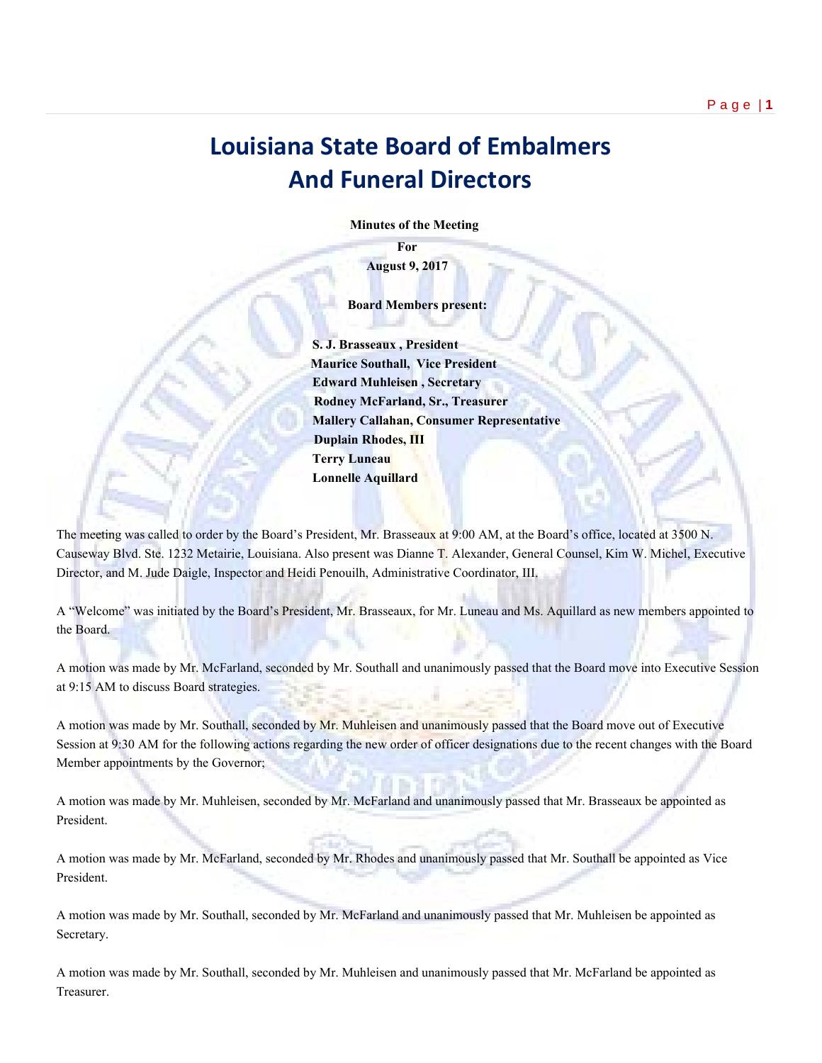# Louisiana State Board of Embalmers And Funeral Directors

**Minutes of the Meeting**

**For**

**August 9, 2017**

**Board Members present:**

**S. J. Brasseaux , President**
**Maurice Southall, Vice President**
**Edward Muhleisen , Secretary**
**Rodney McFarland, Sr., Treasurer**
**Mallery Callahan, Consumer Representative**
**Duplain Rhodes, III**
**Terry Luneau**
**Lonnelle Aquillard**

The meeting was called to order by the Board's President, Mr. Brasseaux at 9:00 AM, at the Board's office, located at 3500 N. Causeway Blvd. Ste. 1232 Metairie, Louisiana. Also present was Dianne T. Alexander, General Counsel, Kim W. Michel, Executive Director, and M. Jude Daigle, Inspector and Heidi Penouilh, Administrative Coordinator, III,

A "Welcome" was initiated by the Board's President, Mr. Brasseaux, for Mr. Luneau and Ms. Aquillard as new members appointed to the Board.

A motion was made by Mr. McFarland, seconded by Mr. Southall and unanimously passed that the Board move into Executive Session at 9:15 AM to discuss Board strategies.

A motion was made by Mr. Southall, seconded by Mr. Muhleisen and unanimously passed that the Board move out of Executive Session at 9:30 AM for the following actions regarding the new order of officer designations due to the recent changes with the Board Member appointments by the Governor;

A motion was made by Mr. Muhleisen, seconded by Mr. McFarland and unanimously passed that Mr. Brasseaux be appointed as President.

A motion was made by Mr. McFarland, seconded by Mr. Rhodes and unanimously passed that Mr. Southall be appointed as Vice President.

A motion was made by Mr. Southall, seconded by Mr. McFarland and unanimously passed that Mr. Muhleisen be appointed as Secretary.

A motion was made by Mr. Southall, seconded by Mr. Muhleisen and unanimously passed that Mr. McFarland be appointed as Treasurer.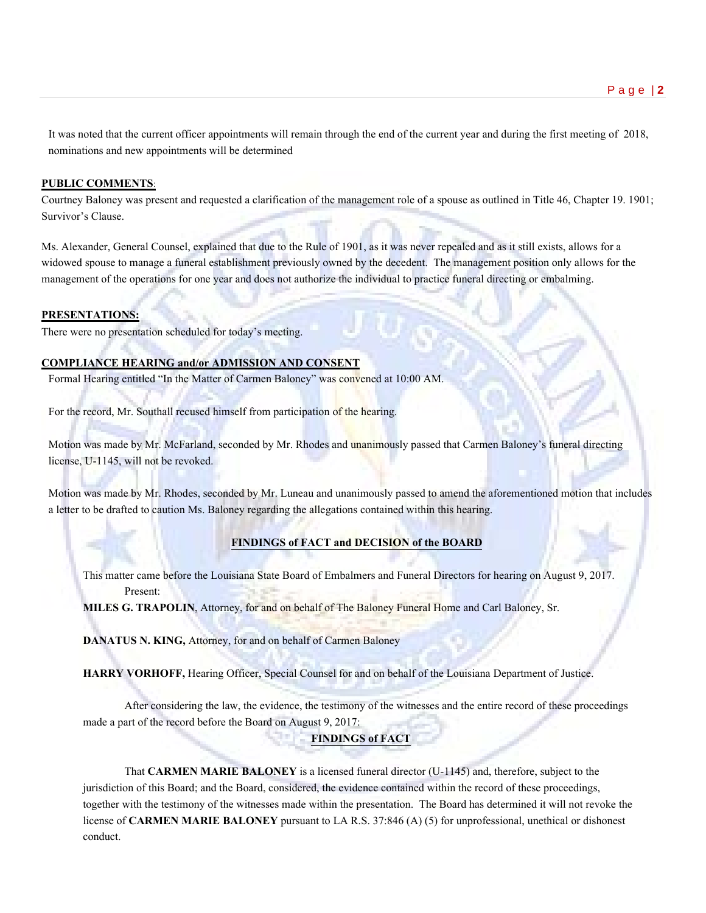It was noted that the current officer appointments will remain through the end of the current year and during the first meeting of 2018, nominations and new appointments will be determined

**PUBLIC COMMENTS**:

Courtney Baloney was present and requested a clarification of the management role of a spouse as outlined in Title 46, Chapter 19. 1901; Survivor's Clause.

Ms. Alexander, General Counsel, explained that due to the Rule of 1901, as it was never repealed and as it still exists, allows for a widowed spouse to manage a funeral establishment previously owned by the decedent. The management position only allows for the management of the operations for one year and does not authorize the individual to practice funeral directing or embalming.

**PRESENTATIONS:**

There were no presentation scheduled for today's meeting.

**COMPLIANCE HEARING and/or ADMISSION AND CONSENT**

Formal Hearing entitled "In the Matter of Carmen Baloney" was convened at 10:00 AM.

For the record, Mr. Southall recused himself from participation of the hearing.

Motion was made by Mr. McFarland, seconded by Mr. Rhodes and unanimously passed that Carmen Baloney's funeral directing license, U-1145, will not be revoked.

Motion was made by Mr. Rhodes, seconded by Mr. Luneau and unanimously passed to amend the aforementioned motion that includes a letter to be drafted to caution Ms. Baloney regarding the allegations contained within this hearing.

**FINDINGS of FACT and DECISION of the BOARD**

This matter came before the Louisiana State Board of Embalmers and Funeral Directors for hearing on August 9, 2017.

Present:

**MILES G. TRAPOLIN**, Attorney, for and on behalf of The Baloney Funeral Home and Carl Baloney, Sr.

**DANATUS N. KING,** Attorney, for and on behalf of Carmen Baloney

**HARRY VORHOFF,** Hearing Officer, Special Counsel for and on behalf of the Louisiana Department of Justice.

After considering the law, the evidence, the testimony of the witnesses and the entire record of these proceedings made a part of the record before the Board on August 9, 2017:

**FINDINGS of FACT**

That **CARMEN MARIE BALONEY** is a licensed funeral director (U-1145) and, therefore, subject to the jurisdiction of this Board; and the Board, considered, the evidence contained within the record of these proceedings, together with the testimony of the witnesses made within the presentation. The Board has determined it will not revoke the license of **CARMEN MARIE BALONEY** pursuant to LA R.S. 37:846 (A) (5) for unprofessional, unethical or dishonest conduct.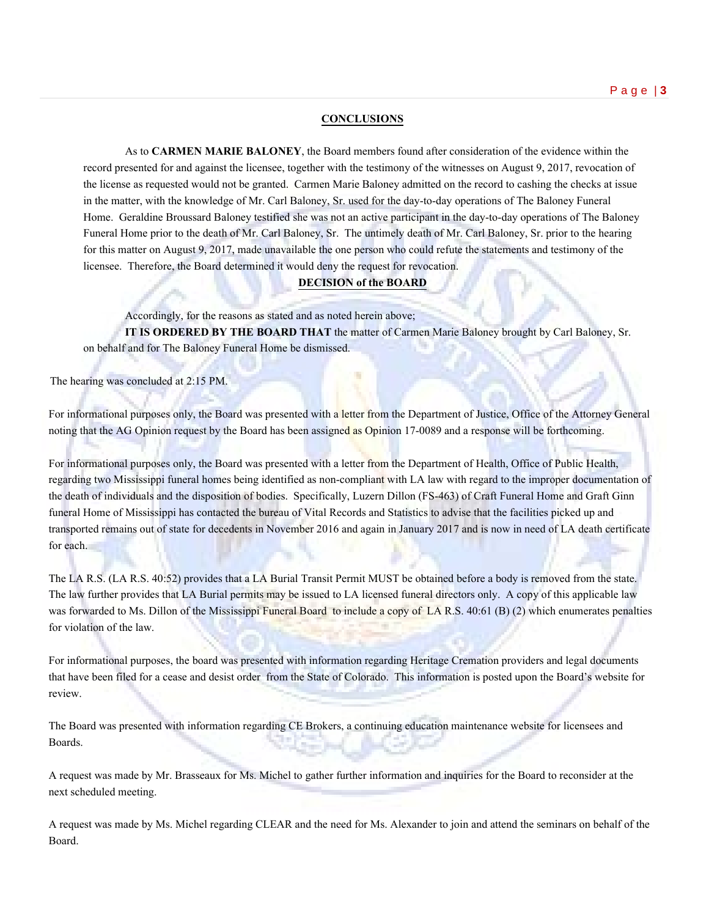## CONCLUSIONS

As to **CARMEN MARIE BALONEY**, the Board members found after consideration of the evidence within the record presented for and against the licensee, together with the testimony of the witnesses on August 9, 2017, revocation of the license as requested would not be granted. Carmen Marie Baloney admitted on the record to cashing the checks at issue in the matter, with the knowledge of Mr. Carl Baloney, Sr. used for the day-to-day operations of The Baloney Funeral Home. Geraldine Broussard Baloney testified she was not an active participant in the day-to-day operations of The Baloney Funeral Home prior to the death of Mr. Carl Baloney, Sr. The untimely death of Mr. Carl Baloney, Sr. prior to the hearing for this matter on August 9, 2017, made unavailable the one person who could refute the statements and testimony of the licensee. Therefore, the Board determined it would deny the request for revocation.

## DECISION of the BOARD

Accordingly, for the reasons as stated and as noted herein above;

**IT IS ORDERED BY THE BOARD THAT** the matter of Carmen Marie Baloney brought by Carl Baloney, Sr. on behalf and for The Baloney Funeral Home be dismissed.

The hearing was concluded at 2:15 PM.

For informational purposes only, the Board was presented with a letter from the Department of Justice, Office of the Attorney General noting that the AG Opinion request by the Board has been assigned as Opinion 17-0089 and a response will be forthcoming.

For informational purposes only, the Board was presented with a letter from the Department of Health, Office of Public Health, regarding two Mississippi funeral homes being identified as non-compliant with LA law with regard to the improper documentation of the death of individuals and the disposition of bodies. Specifically, Luzern Dillon (FS-463) of Craft Funeral Home and Graft Ginn funeral Home of Mississippi has contacted the bureau of Vital Records and Statistics to advise that the facilities picked up and transported remains out of state for decedents in November 2016 and again in January 2017 and is now in need of LA death certificate for each.

The LA R.S. (LA R.S. 40:52) provides that a LA Burial Transit Permit MUST be obtained before a body is removed from the state. The law further provides that LA Burial permits may be issued to LA licensed funeral directors only. A copy of this applicable law was forwarded to Ms. Dillon of the Mississippi Funeral Board to include a copy of LA R.S. 40:61 (B) (2) which enumerates penalties for violation of the law.

For informational purposes, the board was presented with information regarding Heritage Cremation providers and legal documents that have been filed for a cease and desist order from the State of Colorado. This information is posted upon the Board's website for review.

The Board was presented with information regarding CE Brokers, a continuing education maintenance website for licensees and Boards.

A request was made by Mr. Brasseaux for Ms. Michel to gather further information and inquiries for the Board to reconsider at the next scheduled meeting.

A request was made by Ms. Michel regarding CLEAR and the need for Ms. Alexander to join and attend the seminars on behalf of the Board.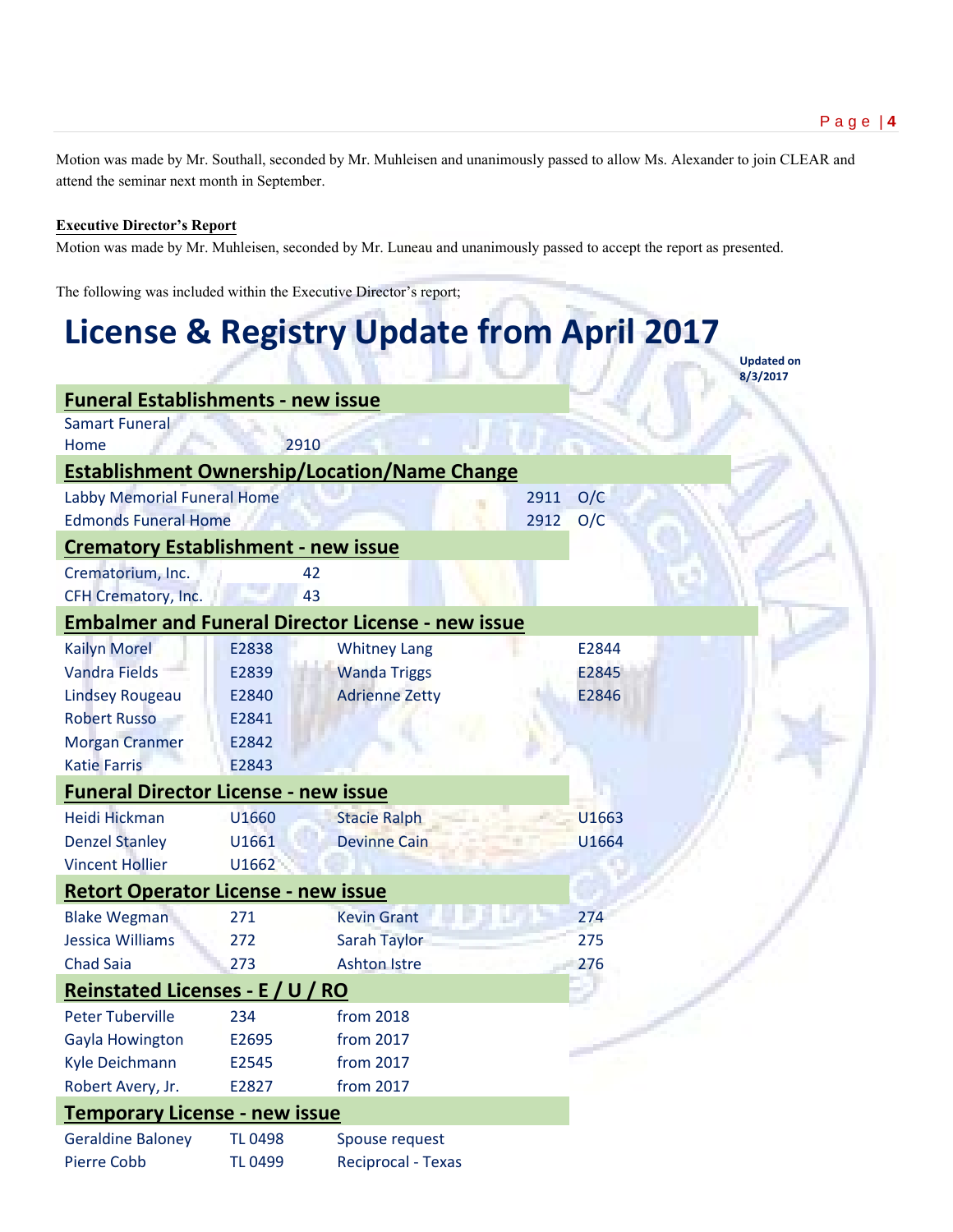Motion was made by Mr. Southall, seconded by Mr. Muhleisen and unanimously passed to allow Ms. Alexander to join CLEAR and attend the seminar next month in September.

**Executive Director's Report**

Motion was made by Mr. Muhleisen, seconded by Mr. Luneau and unanimously passed to accept the report as presented.

The following was included within the Executive Director's report;

# License & Registry Update from April 2017

**Updated on 8/3/2017**

## Funeral Establishments - new issue

| | |
|---|---|
| Samart Funeral Home | 2910 |

## Establishment Ownership/Location/Name Change

| | | |
|---|---|---|
| Labby Memorial Funeral Home | 2911 | O/C |
| Edmonds Funeral Home | 2912 | O/C |

## Crematory Establishment - new issue

| | |
|---|---|
| Crematorium, Inc. | 42 |
| CFH Crematory, Inc. | 43 |

## Embalmer and Funeral Director License - new issue

| | | | |
|---|---|---|---|
| Kailyn Morel | E2838 | Whitney Lang | E2844 |
| Vandra Fields | E2839 | Wanda Triggs | E2845 |
| Lindsey Rougeau | E2840 | Adrienne Zetty | E2846 |
| Robert Russo | E2841 | | |
| Morgan Cranmer | E2842 | | |
| Katie Farris | E2843 | | |

## Funeral Director License - new issue

| | | | |
|---|---|---|---|
| Heidi Hickman | U1660 | Stacie Ralph | U1663 |
| Denzel Stanley | U1661 | Devinne Cain | U1664 |
| Vincent Hollier | U1662 | | |

## Retort Operator License - new issue

| | | | |
|---|---|---|---|
| Blake Wegman | 271 | Kevin Grant | 274 |
| Jessica Williams | 272 | Sarah Taylor | 275 |
| Chad Saia | 273 | Ashton Istre | 276 |

## Reinstated Licenses - E / U / RO

| | | |
|---|---|---|
| Peter Tuberville | 234 | from 2018 |
| Gayla Howington | E2695 | from 2017 |
| Kyle Deichmann | E2545 | from 2017 |
| Robert Avery, Jr. | E2827 | from 2017 |

## Temporary License - new issue

| | | |
|---|---|---|
| Geraldine Baloney | TL 0498 | Spouse request |
| Pierre Cobb | TL 0499 | Reciprocal - Texas |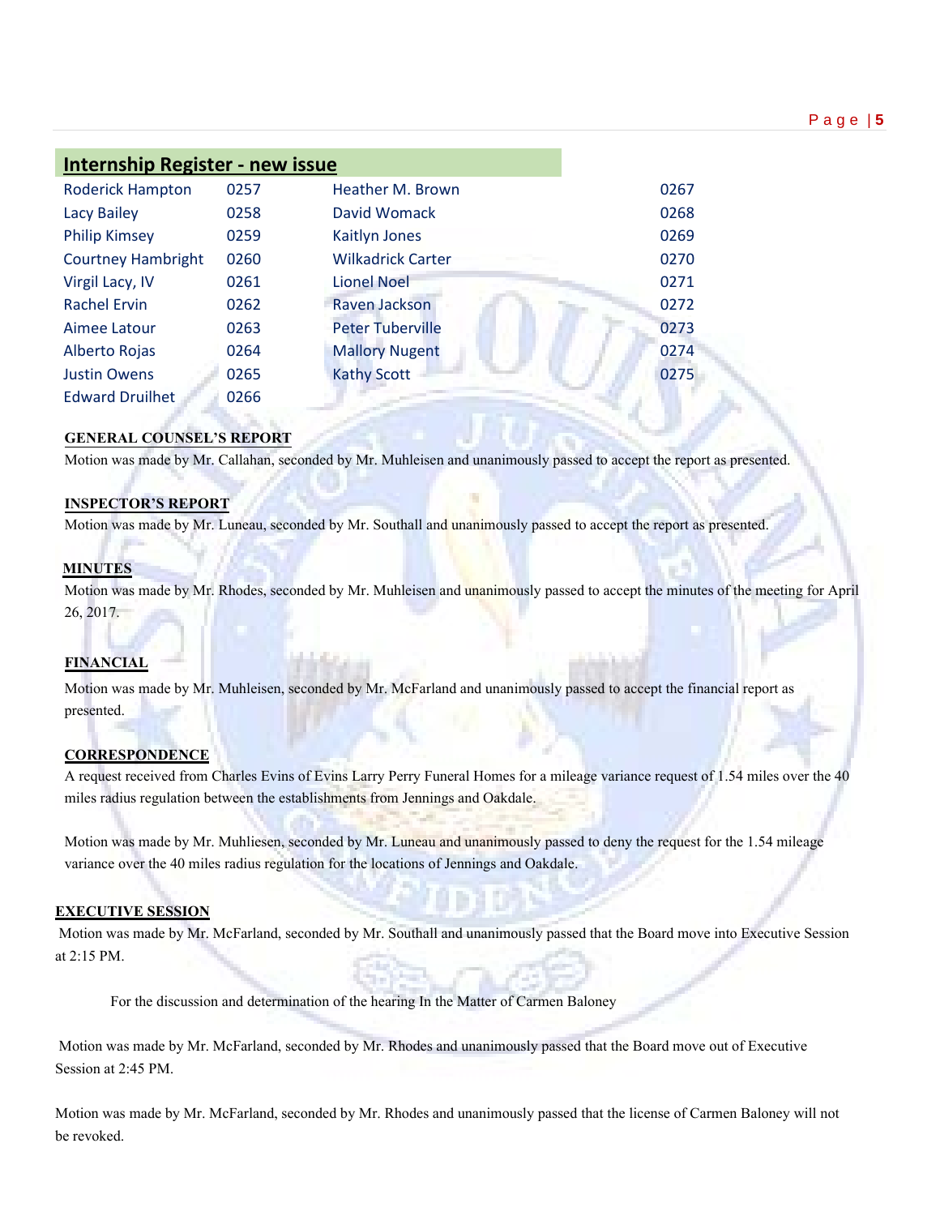## Internship Register - new issue

| | | | |
|---|---|---|---|
| Roderick Hampton | 0257 | Heather M. Brown | 0267 |
| Lacy Bailey | 0258 | David Womack | 0268 |
| Philip Kimsey | 0259 | Kaitlyn Jones | 0269 |
| Courtney Hambright | 0260 | Wilkadrick Carter | 0270 |
| Virgil Lacy, IV | 0261 | Lionel Noel | 0271 |
| Rachel Ervin | 0262 | Raven Jackson | 0272 |
| Aimee Latour | 0263 | Peter Tuberville | 0273 |
| Alberto Rojas | 0264 | Mallory Nugent | 0274 |
| Justin Owens | 0265 | Kathy Scott | 0275 |
| Edward Druilhet | 0266 | | |

**GENERAL COUNSEL'S REPORT**

Motion was made by Mr. Callahan, seconded by Mr. Muhleisen and unanimously passed to accept the report as presented.

**INSPECTOR'S REPORT**

Motion was made by Mr. Luneau, seconded by Mr. Southall and unanimously passed to accept the report as presented.

**MINUTES**

Motion was made by Mr. Rhodes, seconded by Mr. Muhleisen and unanimously passed to accept the minutes of the meeting for April 26, 2017.

**FINANCIAL**

Motion was made by Mr. Muhleisen, seconded by Mr. McFarland and unanimously passed to accept the financial report as presented.

**CORRESPONDENCE**

A request received from Charles Evins of Evins Larry Perry Funeral Homes for a mileage variance request of 1.54 miles over the 40 miles radius regulation between the establishments from Jennings and Oakdale.

Motion was made by Mr. Muhliesen, seconded by Mr. Luneau and unanimously passed to deny the request for the 1.54 mileage variance over the 40 miles radius regulation for the locations of Jennings and Oakdale.

**EXECUTIVE SESSION**

Motion was made by Mr. McFarland, seconded by Mr. Southall and unanimously passed that the Board move into Executive Session at 2:15 PM.

For the discussion and determination of the hearing In the Matter of Carmen Baloney

Motion was made by Mr. McFarland, seconded by Mr. Rhodes and unanimously passed that the Board move out of Executive Session at 2:45 PM.

Motion was made by Mr. McFarland, seconded by Mr. Rhodes and unanimously passed that the license of Carmen Baloney will not be revoked.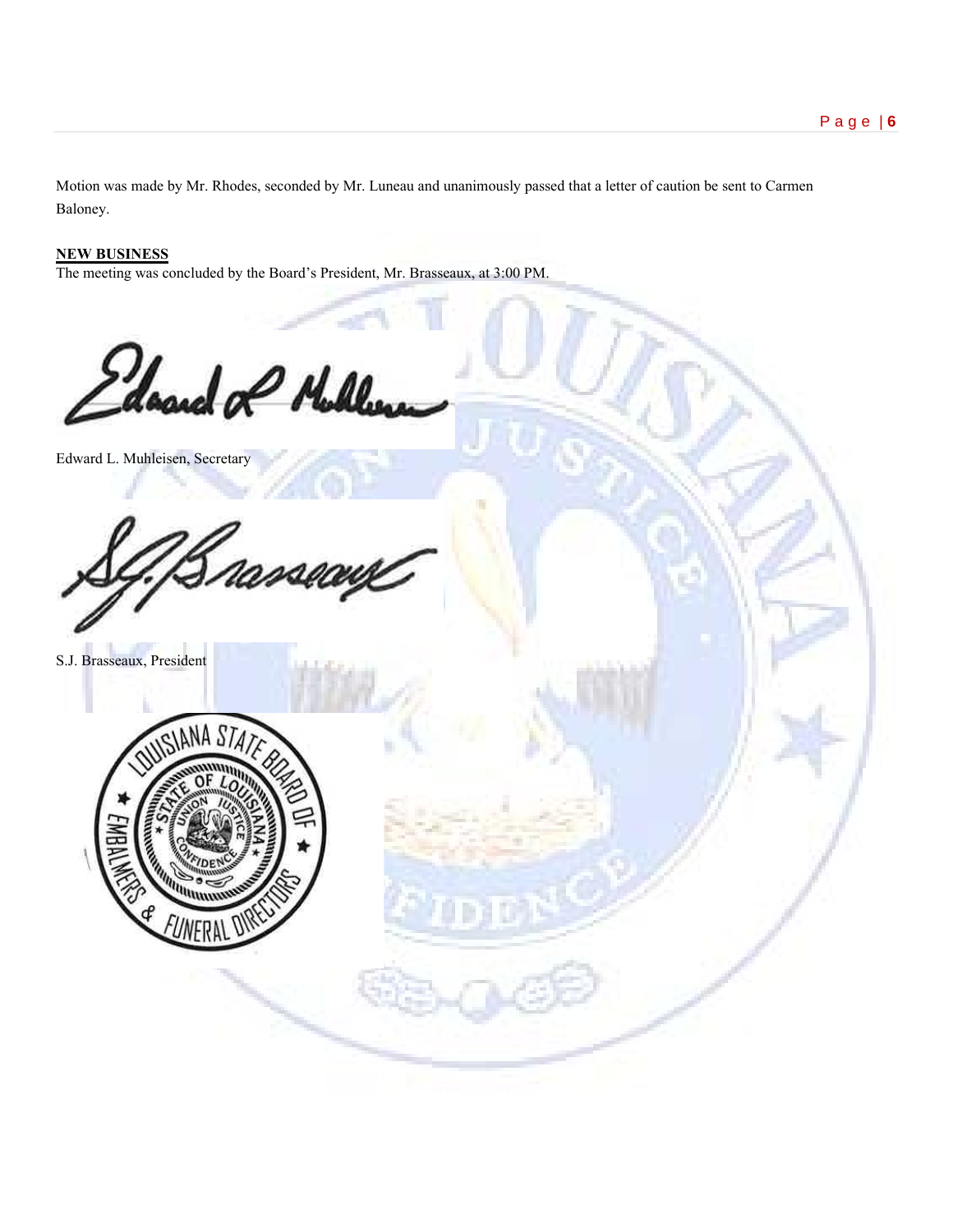Motion was made by Mr. Rhodes, seconded by Mr. Luneau and unanimously passed that a letter of caution be sent to Carmen Baloney.

**NEW BUSINESS**

The meeting was concluded by the Board's President, Mr. Brasseaux, at 3:00 PM.

Edward L. Muhleisen, Secretary

S.J. Brasseaux, President